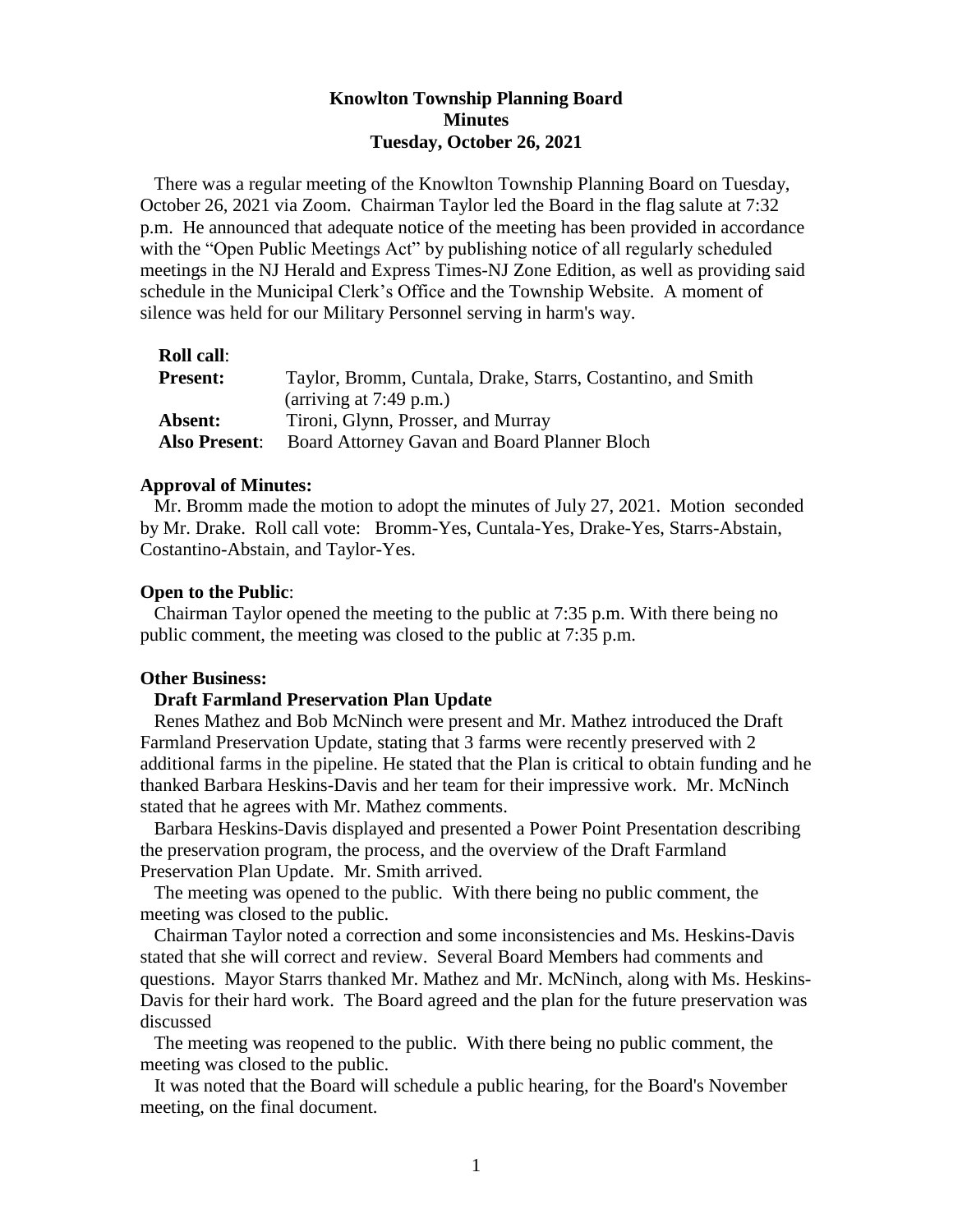# Knowlton Township Planning Board
## Minutes
### Tuesday, October 26, 2021

There was a regular meeting of the Knowlton Township Planning Board on Tuesday, October 26, 2021 via Zoom. Chairman Taylor led the Board in the flag salute at 7:32 p.m. He announced that adequate notice of the meeting has been provided in accordance with the "Open Public Meetings Act" by publishing notice of all regularly scheduled meetings in the NJ Herald and Express Times-NJ Zone Edition, as well as providing said schedule in the Municipal Clerk's Office and the Township Website. A moment of silence was held for our Military Personnel serving in harm's way.

**Roll call**:

| | |
|---|---|
| **Present:** | Taylor, Bromm, Cuntala, Drake, Starrs, Costantino, and Smith (arriving at 7:49 p.m.) |
| **Absent:** | Tironi, Glynn, Prosser, and Murray |
| **Also Present**: | Board Attorney Gavan and Board Planner Bloch |

**Approval of Minutes:**

Mr. Bromm made the motion to adopt the minutes of July 27, 2021. Motion seconded by Mr. Drake. Roll call vote: Bromm-Yes, Cuntala-Yes, Drake-Yes, Starrs-Abstain, Costantino-Abstain, and Taylor-Yes.

**Open to the Public**:

Chairman Taylor opened the meeting to the public at 7:35 p.m. With there being no public comment, the meeting was closed to the public at 7:35 p.m.

**Other Business:**

**Draft Farmland Preservation Plan Update**

Renes Mathez and Bob McNinch were present and Mr. Mathez introduced the Draft Farmland Preservation Update, stating that 3 farms were recently preserved with 2 additional farms in the pipeline. He stated that the Plan is critical to obtain funding and he thanked Barbara Heskins-Davis and her team for their impressive work. Mr. McNinch stated that he agrees with Mr. Mathez comments.

Barbara Heskins-Davis displayed and presented a Power Point Presentation describing the preservation program, the process, and the overview of the Draft Farmland Preservation Plan Update. Mr. Smith arrived.

The meeting was opened to the public. With there being no public comment, the meeting was closed to the public.

Chairman Taylor noted a correction and some inconsistencies and Ms. Heskins-Davis stated that she will correct and review. Several Board Members had comments and questions. Mayor Starrs thanked Mr. Mathez and Mr. McNinch, along with Ms. Heskins-Davis for their hard work. The Board agreed and the plan for the future preservation was discussed

The meeting was reopened to the public. With there being no public comment, the meeting was closed to the public.

It was noted that the Board will schedule a public hearing, for the Board's November meeting, on the final document.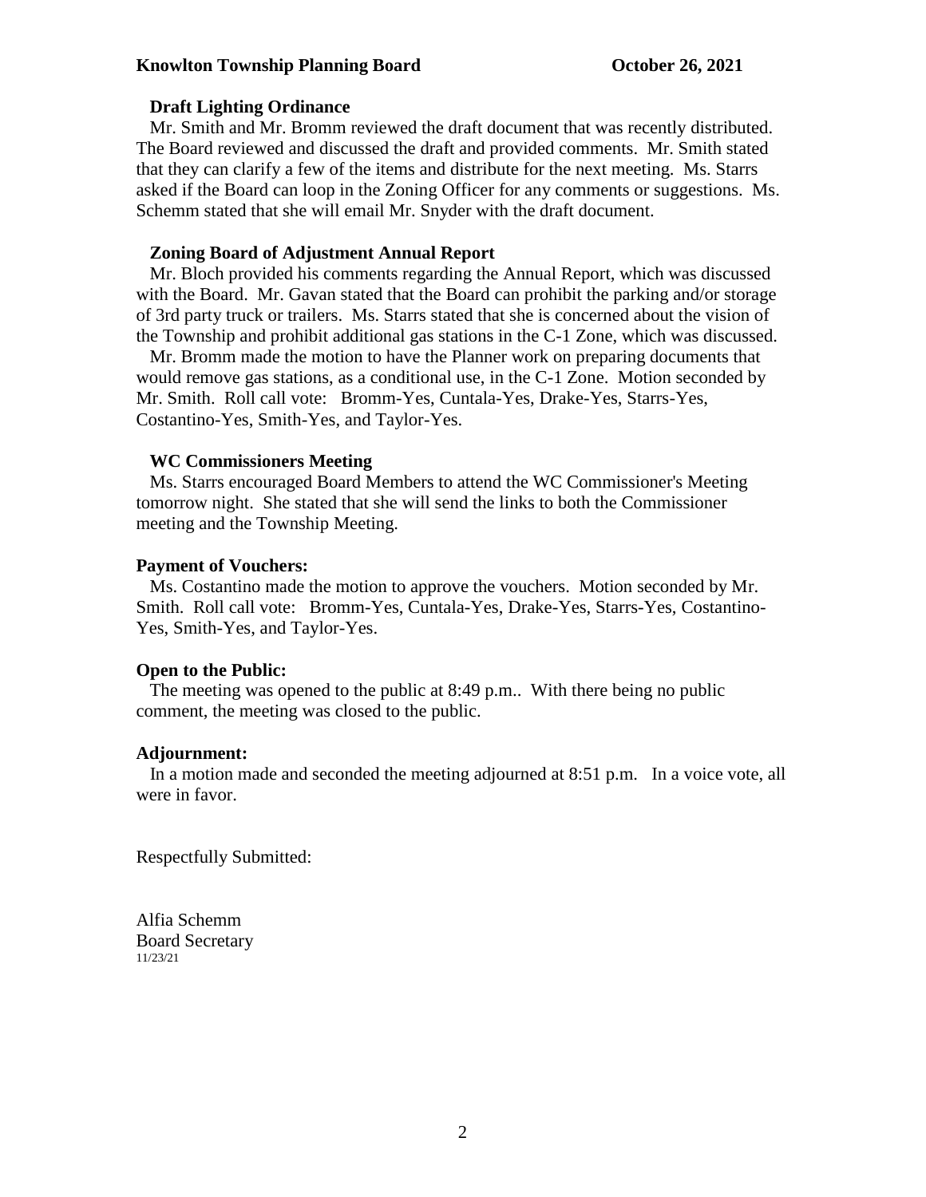**Draft Lighting Ordinance**

Mr. Smith and Mr. Bromm reviewed the draft document that was recently distributed. The Board reviewed and discussed the draft and provided comments. Mr. Smith stated that they can clarify a few of the items and distribute for the next meeting. Ms. Starrs asked if the Board can loop in the Zoning Officer for any comments or suggestions. Ms. Schemm stated that she will email Mr. Snyder with the draft document.

**Zoning Board of Adjustment Annual Report**

Mr. Bloch provided his comments regarding the Annual Report, which was discussed with the Board. Mr. Gavan stated that the Board can prohibit the parking and/or storage of 3rd party truck or trailers. Ms. Starrs stated that she is concerned about the vision of the Township and prohibit additional gas stations in the C-1 Zone, which was discussed.

Mr. Bromm made the motion to have the Planner work on preparing documents that would remove gas stations, as a conditional use, in the C-1 Zone. Motion seconded by Mr. Smith. Roll call vote: Bromm-Yes, Cuntala-Yes, Drake-Yes, Starrs-Yes, Costantino-Yes, Smith-Yes, and Taylor-Yes.

**WC Commissioners Meeting**

Ms. Starrs encouraged Board Members to attend the WC Commissioner's Meeting tomorrow night. She stated that she will send the links to both the Commissioner meeting and the Township Meeting.

**Payment of Vouchers:**

Ms. Costantino made the motion to approve the vouchers. Motion seconded by Mr. Smith. Roll call vote: Bromm-Yes, Cuntala-Yes, Drake-Yes, Starrs-Yes, Costantino-Yes, Smith-Yes, and Taylor-Yes.

**Open to the Public:**

The meeting was opened to the public at 8:49 p.m.. With there being no public comment, the meeting was closed to the public.

**Adjournment:**

In a motion made and seconded the meeting adjourned at 8:51 p.m. In a voice vote, all were in favor.

Respectfully Submitted:

Alfia Schemm
Board Secretary
11/23/21